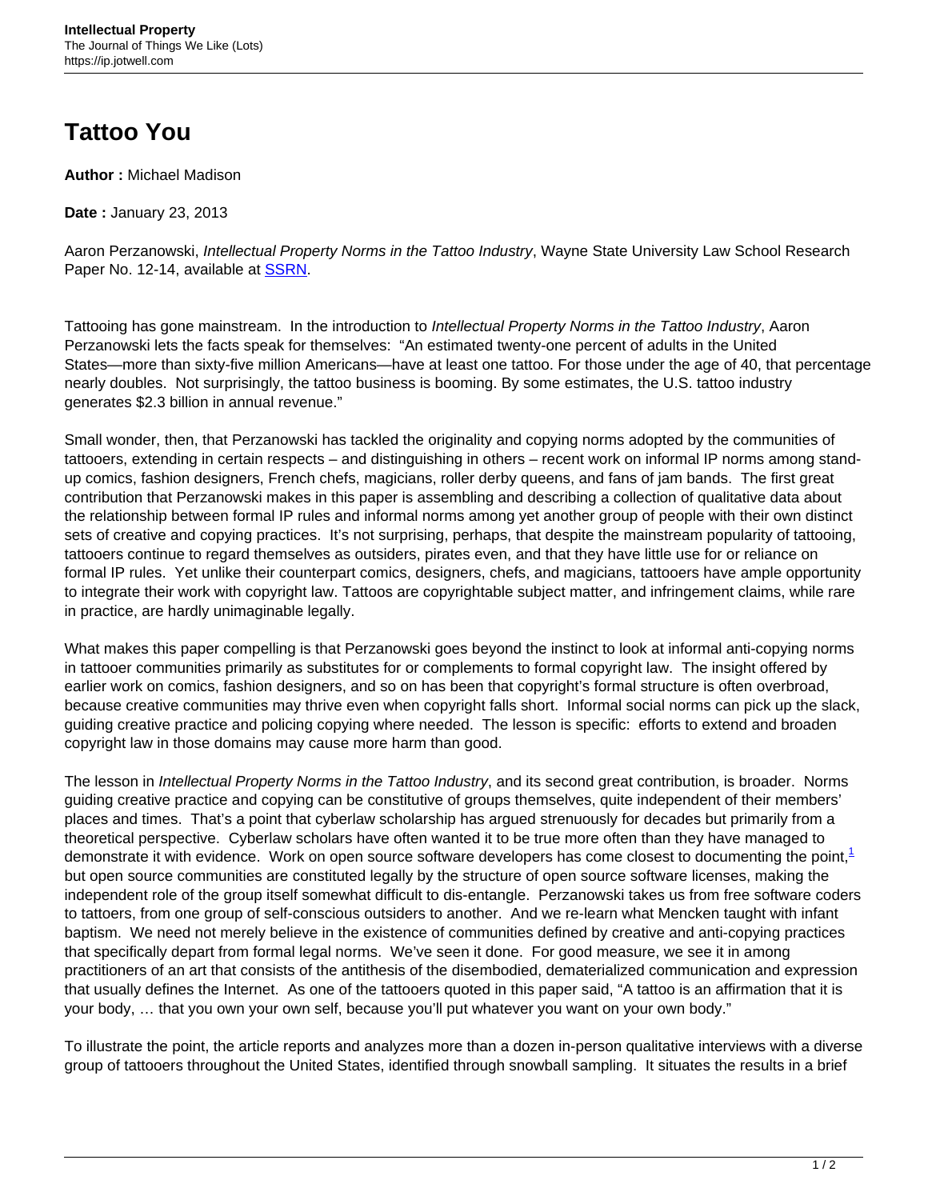# Tattoo You

**Author :** Michael Madison

**Date :** January 23, 2013

Aaron Perzanowski, *Intellectual Property Norms in the Tattoo Industry*, Wayne State University Law School Research Paper No. 12-14, available at SSRN.

Tattooing has gone mainstream. In the introduction to *Intellectual Property Norms in the Tattoo Industry*, Aaron Perzanowski lets the facts speak for themselves: "An estimated twenty-one percent of adults in the United States—more than sixty-five million Americans—have at least one tattoo. For those under the age of 40, that percentage nearly doubles. Not surprisingly, the tattoo business is booming. By some estimates, the U.S. tattoo industry generates $2.3 billion in annual revenue."

Small wonder, then, that Perzanowski has tackled the originality and copying norms adopted by the communities of tattooers, extending in certain respects – and distinguishing in others – recent work on informal IP norms among stand-up comics, fashion designers, French chefs, magicians, roller derby queens, and fans of jam bands. The first great contribution that Perzanowski makes in this paper is assembling and describing a collection of qualitative data about the relationship between formal IP rules and informal norms among yet another group of people with their own distinct sets of creative and copying practices. It's not surprising, perhaps, that despite the mainstream popularity of tattooing, tattooers continue to regard themselves as outsiders, pirates even, and that they have little use for or reliance on formal IP rules. Yet unlike their counterpart comics, designers, chefs, and magicians, tattooers have ample opportunity to integrate their work with copyright law. Tattoos are copyrightable subject matter, and infringement claims, while rare in practice, are hardly unimaginable legally.

What makes this paper compelling is that Perzanowski goes beyond the instinct to look at informal anti-copying norms in tattooer communities primarily as substitutes for or complements to formal copyright law. The insight offered by earlier work on comics, fashion designers, and so on has been that copyright's formal structure is often overbroad, because creative communities may thrive even when copyright falls short. Informal social norms can pick up the slack, guiding creative practice and policing copying where needed. The lesson is specific: efforts to extend and broaden copyright law in those domains may cause more harm than good.

The lesson in *Intellectual Property Norms in the Tattoo Industry*, and its second great contribution, is broader. Norms guiding creative practice and copying can be constitutive of groups themselves, quite independent of their members' places and times. That's a point that cyberlaw scholarship has argued strenuously for decades but primarily from a theoretical perspective. Cyberlaw scholars have often wanted it to be true more often than they have managed to demonstrate it with evidence. Work on open source software developers has come closest to documenting the point,[1] but open source communities are constituted legally by the structure of open source software licenses, making the independent role of the group itself somewhat difficult to dis-entangle. Perzanowski takes us from free software coders to tattooers, from one group of self-conscious outsiders to another. And we re-learn what Mencken taught with infant baptism. We need not merely believe in the existence of communities defined by creative and anti-copying practices that specifically depart from formal legal norms. We've seen it done. For good measure, we see it in among practitioners of an art that consists of the antithesis of the disembodied, dematerialized communication and expression that usually defines the Internet. As one of the tattooers quoted in this paper said, "A tattoo is an affirmation that it is your body, … that you own your own self, because you'll put whatever you want on your own body."

To illustrate the point, the article reports and analyzes more than a dozen in-person qualitative interviews with a diverse group of tattooers throughout the United States, identified through snowball sampling. It situates the results in a brief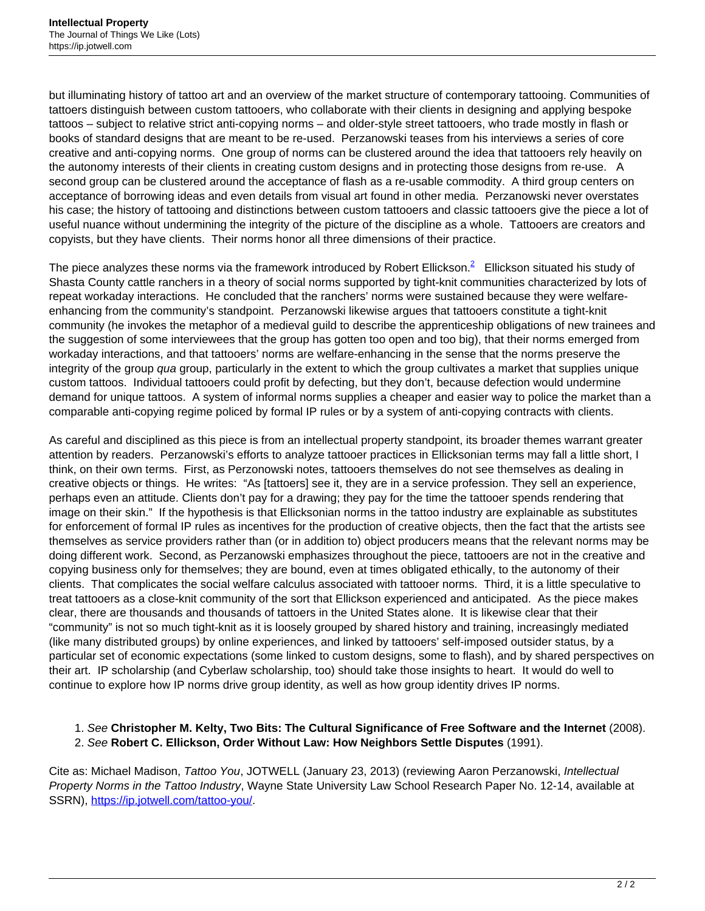but illuminating history of tattoo art and an overview of the market structure of contemporary tattooing. Communities of tattoers distinguish between custom tattooers, who collaborate with their clients in designing and applying bespoke tattoos – subject to relative strict anti-copying norms – and older-style street tattooers, who trade mostly in flash or books of standard designs that are meant to be re-used. Perzanowski teases from his interviews a series of core creative and anti-copying norms. One group of norms can be clustered around the idea that tattooers rely heavily on the autonomy interests of their clients in creating custom designs and in protecting those designs from re-use. A second group can be clustered around the acceptance of flash as a re-usable commodity. A third group centers on acceptance of borrowing ideas and even details from visual art found in other media. Perzanowski never overstates his case; the history of tattooing and distinctions between custom tattooers and classic tattooers give the piece a lot of useful nuance without undermining the integrity of the picture of the discipline as a whole. Tattooers are creators and copyists, but they have clients. Their norms honor all three dimensions of their practice.

The piece analyzes these norms via the framework introduced by Robert Ellickson.[2] Ellickson situated his study of Shasta County cattle ranchers in a theory of social norms supported by tight-knit communities characterized by lots of repeat workaday interactions. He concluded that the ranchers' norms were sustained because they were welfare-enhancing from the community's standpoint. Perzanowski likewise argues that tattooers constitute a tight-knit community (he invokes the metaphor of a medieval guild to describe the apprenticeship obligations of new trainees and the suggestion of some interviewees that the group has gotten too open and too big), that their norms emerged from workaday interactions, and that tattooers' norms are welfare-enhancing in the sense that the norms preserve the integrity of the group *qua* group, particularly in the extent to which the group cultivates a market that supplies unique custom tattoos. Individual tattooers could profit by defecting, but they don't, because defection would undermine demand for unique tattoos. A system of informal norms supplies a cheaper and easier way to police the market than a comparable anti-copying regime policed by formal IP rules or by a system of anti-copying contracts with clients.

As careful and disciplined as this piece is from an intellectual property standpoint, its broader themes warrant greater attention by readers. Perzanowski's efforts to analyze tattooer practices in Ellicksonian terms may fall a little short, I think, on their own terms. First, as Perzonowski notes, tattooers themselves do not see themselves as dealing in creative objects or things. He writes: "As [tattoers] see it, they are in a service profession. They sell an experience, perhaps even an attitude. Clients don't pay for a drawing; they pay for the time the tattooer spends rendering that image on their skin." If the hypothesis is that Ellicksonian norms in the tattoo industry are explainable as substitutes for enforcement of formal IP rules as incentives for the production of creative objects, then the fact that the artists see themselves as service providers rather than (or in addition to) object producers means that the relevant norms may be doing different work. Second, as Perzanowski emphasizes throughout the piece, tattooers are not in the creative and copying business only for themselves; they are bound, even at times obligated ethically, to the autonomy of their clients. That complicates the social welfare calculus associated with tattooer norms. Third, it is a little speculative to treat tattooers as a close-knit community of the sort that Ellickson experienced and anticipated. As the piece makes clear, there are thousands and thousands of tattoers in the United States alone. It is likewise clear that their "community" is not so much tight-knit as it is loosely grouped by shared history and training, increasingly mediated (like many distributed groups) by online experiences, and linked by tattooers' self-imposed outsider status, by a particular set of economic expectations (some linked to custom designs, some to flash), and by shared perspectives on their art. IP scholarship (and Cyberlaw scholarship, too) should take those insights to heart. It would do well to continue to explore how IP norms drive group identity, as well as how group identity drives IP norms.

1. *See* **Christopher M. Kelty, Two Bits: The Cultural Significance of Free Software and the Internet** (2008).
2. *See* **Robert C. Ellickson, Order Without Law: How Neighbors Settle Disputes** (1991).

Cite as: Michael Madison, *Tattoo You*, JOTWELL (January 23, 2013) (reviewing Aaron Perzanowski, *Intellectual Property Norms in the Tattoo Industry*, Wayne State University Law School Research Paper No. 12-14, available at SSRN), https://ip.jotwell.com/tattoo-you/.